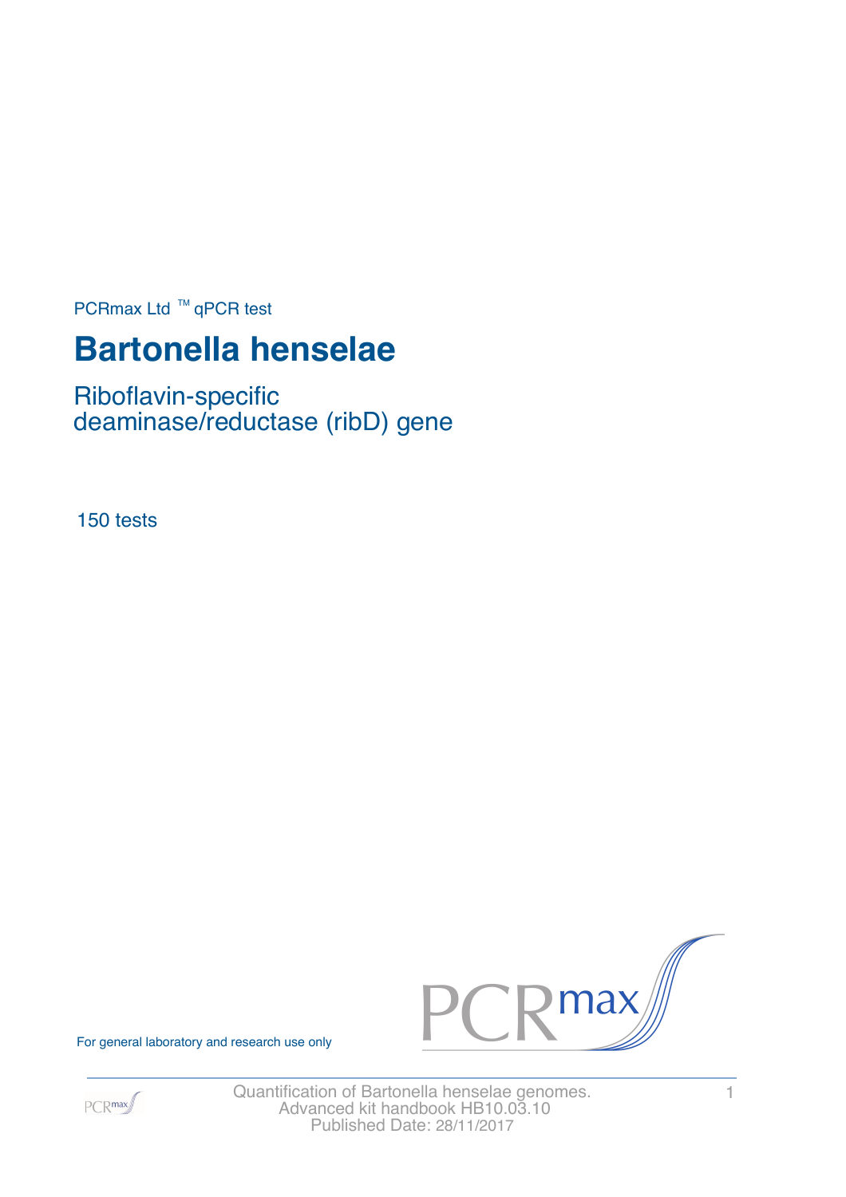PCRmax Ltd ™ qPCR test

# Bartonella henselae

## Riboflavin-specific deaminase/reductase (ribD) gene

150 tests

For general laboratory and research use only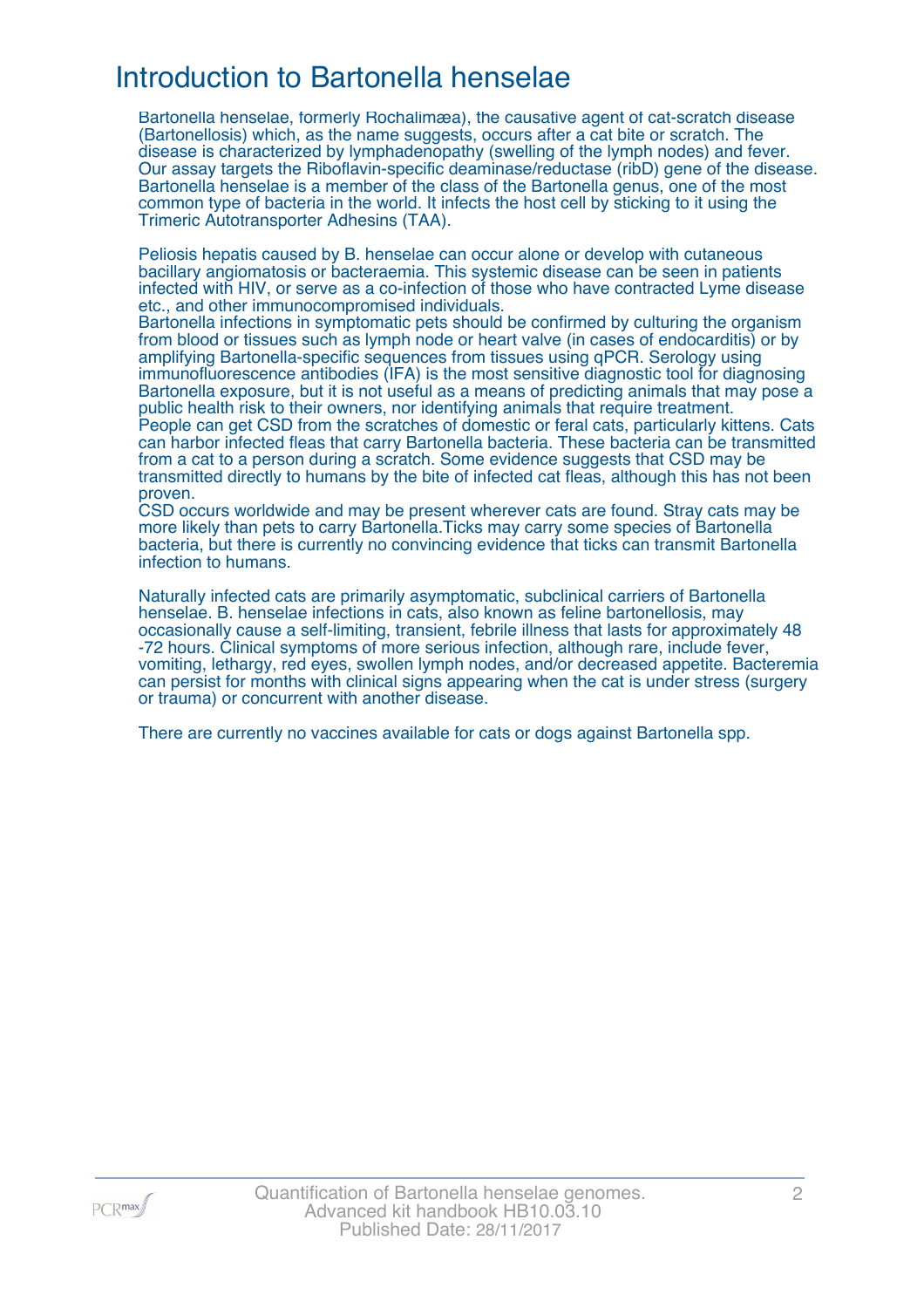# Introduction to Bartonella henselae

Bartonella henselae, formerly Rochalimæa), the causative agent of cat-scratch disease (Bartonellosis) which, as the name suggests, occurs after a cat bite or scratch. The disease is characterized by lymphadenopathy (swelling of the lymph nodes) and fever. Our assay targets the Riboflavin-specific deaminase/reductase (ribD) gene of the disease. Bartonella henselae is a member of the class of the Bartonella genus, one of the most common type of bacteria in the world. It infects the host cell by sticking to it using the Trimeric Autotransporter Adhesins (TAA).

Peliosis hepatis caused by B. henselae can occur alone or develop with cutaneous bacillary angiomatosis or bacteraemia. This systemic disease can be seen in patients infected with HIV, or serve as a co-infection of those who have contracted Lyme disease etc., and other immunocompromised individuals.
Bartonella infections in symptomatic pets should be confirmed by culturing the organism from blood or tissues such as lymph node or heart valve (in cases of endocarditis) or by amplifying Bartonella-specific sequences from tissues using qPCR. Serology using immunofluorescence antibodies (IFA) is the most sensitive diagnostic tool for diagnosing Bartonella exposure, but it is not useful as a means of predicting animals that may pose a public health risk to their owners, nor identifying animals that require treatment.
People can get CSD from the scratches of domestic or feral cats, particularly kittens. Cats can harbor infected fleas that carry Bartonella bacteria. These bacteria can be transmitted from a cat to a person during a scratch. Some evidence suggests that CSD may be transmitted directly to humans by the bite of infected cat fleas, although this has not been proven.
CSD occurs worldwide and may be present wherever cats are found. Stray cats may be more likely than pets to carry Bartonella.Ticks may carry some species of Bartonella bacteria, but there is currently no convincing evidence that ticks can transmit Bartonella infection to humans.

Naturally infected cats are primarily asymptomatic, subclinical carriers of Bartonella henselae. B. henselae infections in cats, also known as feline bartonellosis, may occasionally cause a self-limiting, transient, febrile illness that lasts for approximately 48 -72 hours. Clinical symptoms of more serious infection, although rare, include fever, vomiting, lethargy, red eyes, swollen lymph nodes, and/or decreased appetite. Bacteremia can persist for months with clinical signs appearing when the cat is under stress (surgery or trauma) or concurrent with another disease.

There are currently no vaccines available for cats or dogs against Bartonella spp.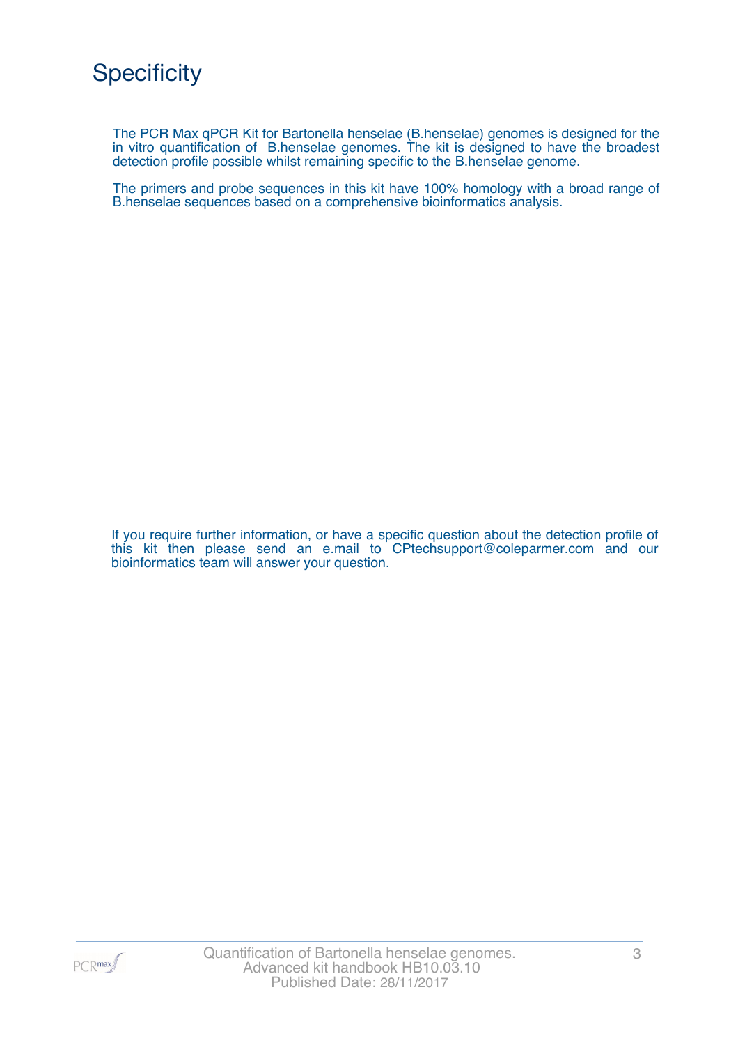# Specificity

The PCR Max qPCR Kit for Bartonella henselae (B.henselae) genomes is designed for the in vitro quantification of B.henselae genomes. The kit is designed to have the broadest detection profile possible whilst remaining specific to the B.henselae genome.

The primers and probe sequences in this kit have 100% homology with a broad range of B.henselae sequences based on a comprehensive bioinformatics analysis.

If you require further information, or have a specific question about the detection profile of this kit then please send an e.mail to CPtechsupport@coleparmer.com and our bioinformatics team will answer your question.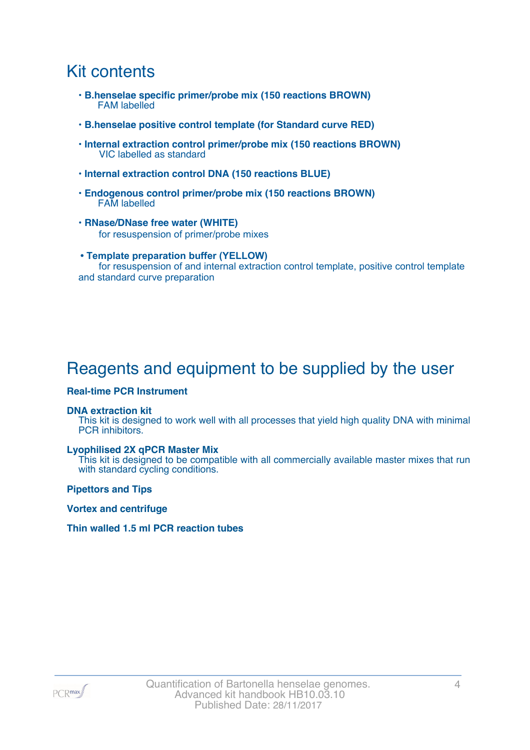# Kit contents

- **B.henselae specific primer/probe mix (150 reactions BROWN)**
  FAM labelled
- **B.henselae positive control template (for Standard curve RED)**
- **Internal extraction control primer/probe mix (150 reactions BROWN)**
  VIC labelled as standard
- **Internal extraction control DNA (150 reactions BLUE)**
- **Endogenous control primer/probe mix (150 reactions BROWN)**
  FAM labelled
- **RNase/DNase free water (WHITE)**
  for resuspension of primer/probe mixes
- **Template preparation buffer (YELLOW)**
  for resuspension of and internal extraction control template, positive control template and standard curve preparation

# Reagents and equipment to be supplied by the user

**Real-time PCR Instrument**

**DNA extraction kit**
This kit is designed to work well with all processes that yield high quality DNA with minimal PCR inhibitors.

**Lyophilised 2X qPCR Master Mix**
This kit is designed to be compatible with all commercially available master mixes that run with standard cycling conditions.

**Pipettors and Tips**

**Vortex and centrifuge**

**Thin walled 1.5 ml PCR reaction tubes**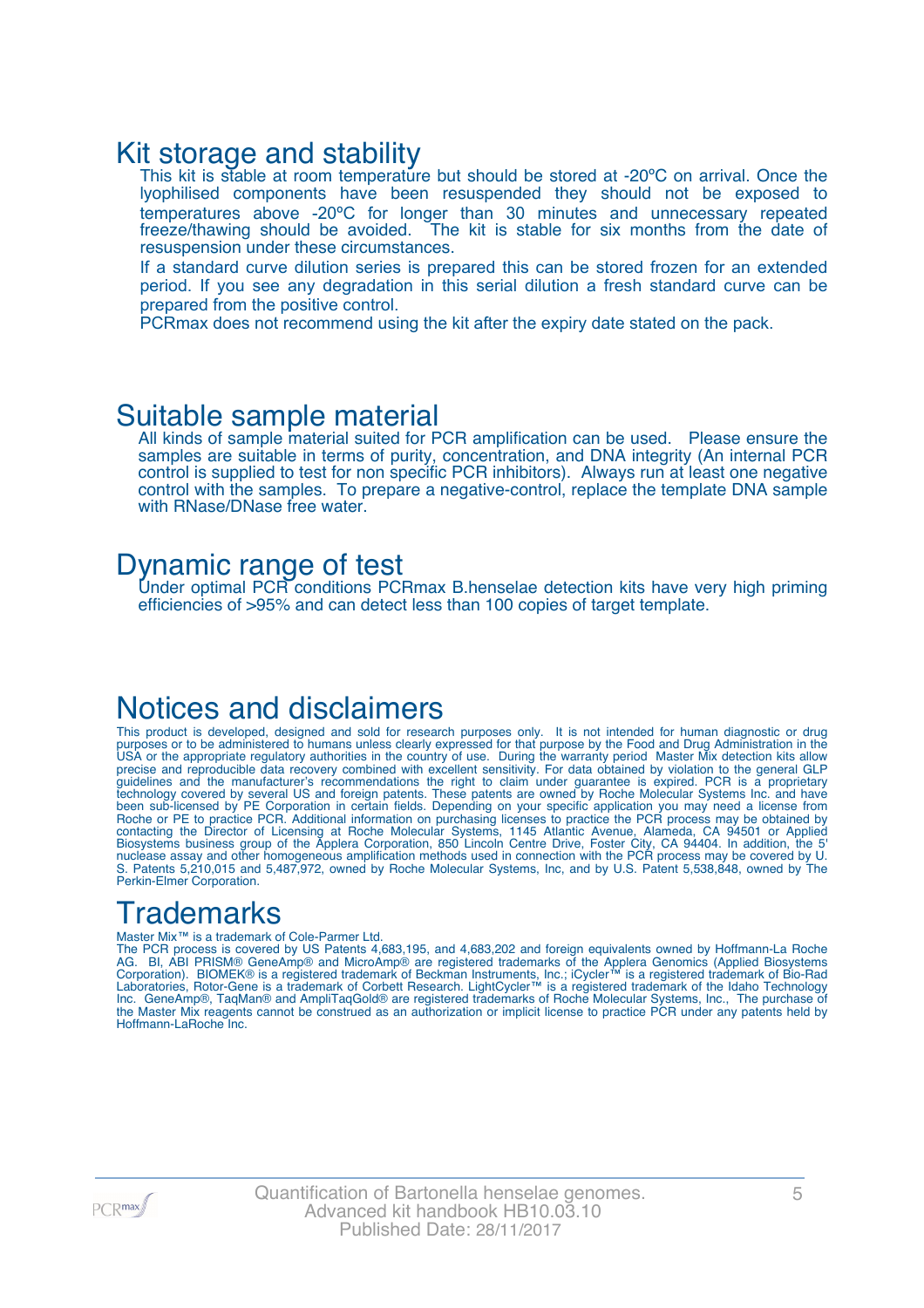## Kit storage and stability

This kit is stable at room temperature but should be stored at -20ºC on arrival. Once the lyophilised components have been resuspended they should not be exposed to temperatures above -20ºC for longer than 30 minutes and unnecessary repeated freeze/thawing should be avoided. The kit is stable for six months from the date of resuspension under these circumstances.

If a standard curve dilution series is prepared this can be stored frozen for an extended period. If you see any degradation in this serial dilution a fresh standard curve can be prepared from the positive control.

PCRmax does not recommend using the kit after the expiry date stated on the pack.

## Suitable sample material

All kinds of sample material suited for PCR amplification can be used. Please ensure the samples are suitable in terms of purity, concentration, and DNA integrity (An internal PCR control is supplied to test for non specific PCR inhibitors). Always run at least one negative control with the samples. To prepare a negative-control, replace the template DNA sample with RNase/DNase free water.

## Dynamic range of test

Under optimal PCR conditions PCRmax B.henselae detection kits have very high priming efficiencies of >95% and can detect less than 100 copies of target template.

## Notices and disclaimers

This product is developed, designed and sold for research purposes only. It is not intended for human diagnostic or drug purposes or to be administered to humans unless clearly expressed for that purpose by the Food and Drug Administration in the USA or the appropriate regulatory authorities in the country of use. During the warranty period Master Mix detection kits allow precise and reproducible data recovery combined with excellent sensitivity. For data obtained by violation to the general GLP guidelines and the manufacturer's recommendations the right to claim under guarantee is expired. PCR is a proprietary technology covered by several US and foreign patents. These patents are owned by Roche Molecular Systems Inc. and have been sub-licensed by PE Corporation in certain fields. Depending on your specific application you may need a license from Roche or PE to practice PCR. Additional information on purchasing licenses to practice the PCR process may be obtained by contacting the Director of Licensing at Roche Molecular Systems, 1145 Atlantic Avenue, Alameda, CA 94501 or Applied Biosystems business group of the Applera Corporation, 850 Lincoln Centre Drive, Foster City, CA 94404. In addition, the 5' nuclease assay and other homogeneous amplification methods used in connection with the PCR process may be covered by U. S. Patents 5,210,015 and 5,487,972, owned by Roche Molecular Systems, Inc, and by U.S. Patent 5,538,848, owned by The Perkin-Elmer Corporation.

## Trademarks

Master Mix™ is a trademark of Cole-Parmer Ltd.
The PCR process is covered by US Patents 4,683,195, and 4,683,202 and foreign equivalents owned by Hoffmann-La Roche AG. BI, ABI PRISM® GeneAmp® and MicroAmp® are registered trademarks of the Applera Genomics (Applied Biosystems Corporation). BIOMEK® is a registered trademark of Beckman Instruments, Inc.; iCycler™ is a registered trademark of Bio-Rad Laboratories, Rotor-Gene is a trademark of Corbett Research. LightCycler™ is a registered trademark of the Idaho Technology Inc. GeneAmp®, TaqMan® and AmpliTaqGold® are registered trademarks of Roche Molecular Systems, Inc., The purchase of the Master Mix reagents cannot be construed as an authorization or implicit license to practice PCR under any patents held by Hoffmann-LaRoche Inc.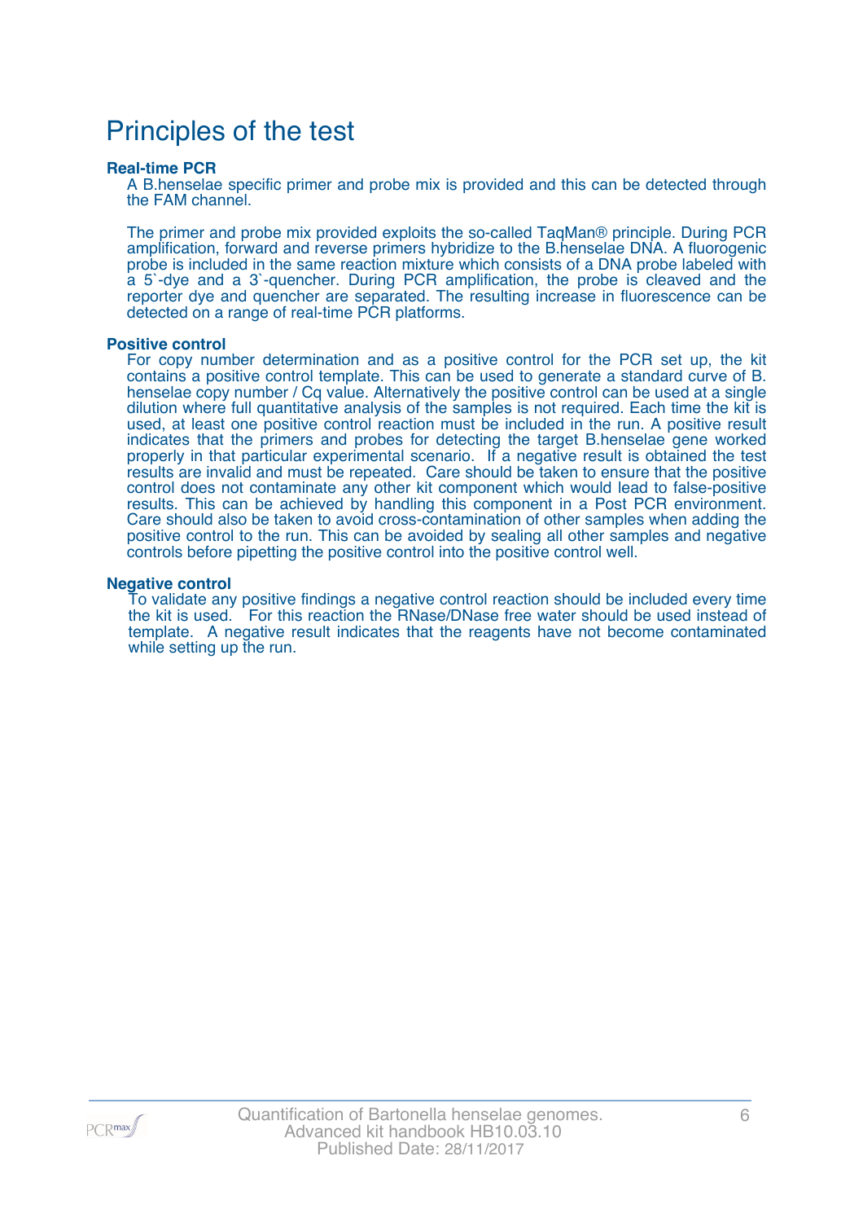# Principles of the test

### Real-time PCR

A B.henselae specific primer and probe mix is provided and this can be detected through the FAM channel.

The primer and probe mix provided exploits the so-called TaqMan® principle. During PCR amplification, forward and reverse primers hybridize to the B.henselae DNA. A fluorogenic probe is included in the same reaction mixture which consists of a DNA probe labeled with a 5`-dye and a 3`-quencher. During PCR amplification, the probe is cleaved and the reporter dye and quencher are separated. The resulting increase in fluorescence can be detected on a range of real-time PCR platforms.

### Positive control

For copy number determination and as a positive control for the PCR set up, the kit contains a positive control template. This can be used to generate a standard curve of B. henselae copy number / Cq value. Alternatively the positive control can be used at a single dilution where full quantitative analysis of the samples is not required. Each time the kit is used, at least one positive control reaction must be included in the run. A positive result indicates that the primers and probes for detecting the target B.henselae gene worked properly in that particular experimental scenario. If a negative result is obtained the test results are invalid and must be repeated. Care should be taken to ensure that the positive control does not contaminate any other kit component which would lead to false-positive results. This can be achieved by handling this component in a Post PCR environment. Care should also be taken to avoid cross-contamination of other samples when adding the positive control to the run. This can be avoided by sealing all other samples and negative controls before pipetting the positive control into the positive control well.

### Negative control

To validate any positive findings a negative control reaction should be included every time the kit is used. For this reaction the RNase/DNase free water should be used instead of template. A negative result indicates that the reagents have not become contaminated while setting up the run.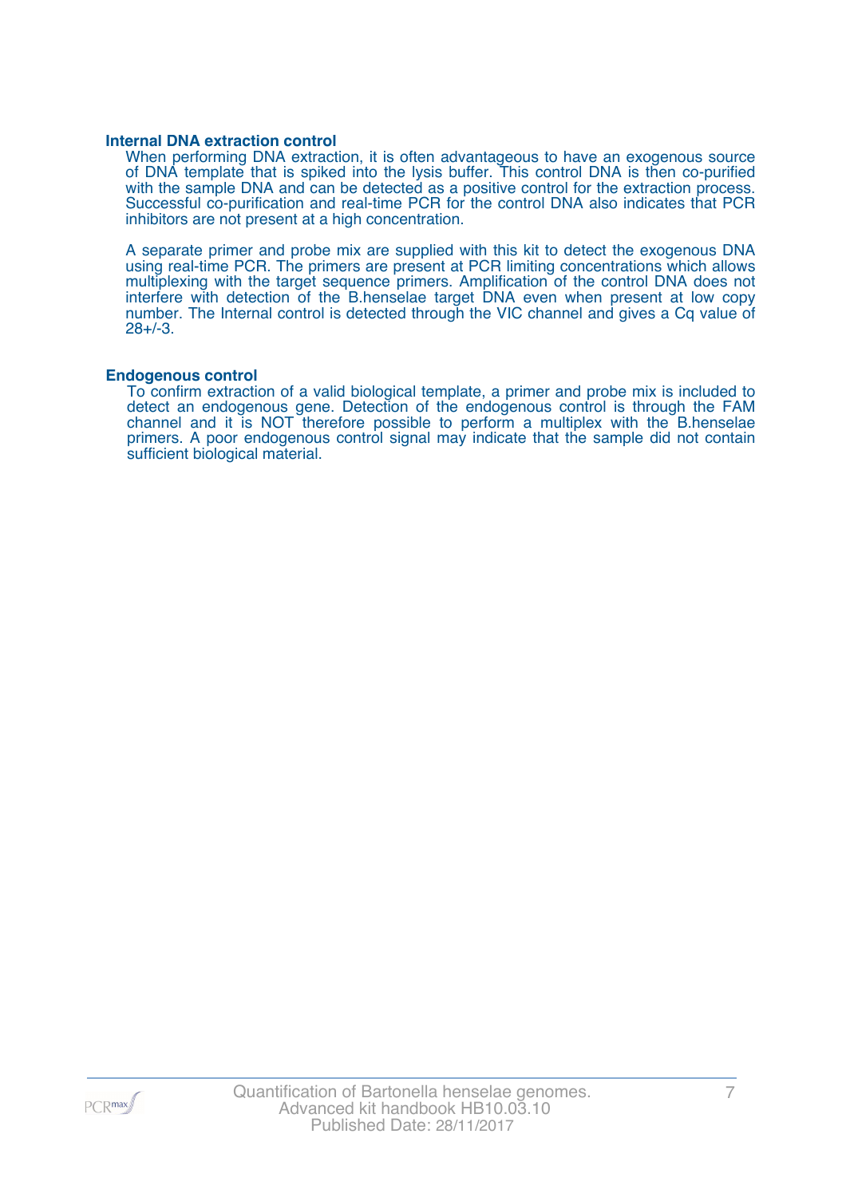### Internal DNA extraction control

When performing DNA extraction, it is often advantageous to have an exogenous source of DNA template that is spiked into the lysis buffer. This control DNA is then co-purified with the sample DNA and can be detected as a positive control for the extraction process. Successful co-purification and real-time PCR for the control DNA also indicates that PCR inhibitors are not present at a high concentration.

A separate primer and probe mix are supplied with this kit to detect the exogenous DNA using real-time PCR. The primers are present at PCR limiting concentrations which allows multiplexing with the target sequence primers. Amplification of the control DNA does not interfere with detection of the B.henselae target DNA even when present at low copy number. The Internal control is detected through the VIC channel and gives a Cq value of 28+/-3.

### Endogenous control

To confirm extraction of a valid biological template, a primer and probe mix is included to detect an endogenous gene. Detection of the endogenous control is through the FAM channel and it is NOT therefore possible to perform a multiplex with the B.henselae primers. A poor endogenous control signal may indicate that the sample did not contain sufficient biological material.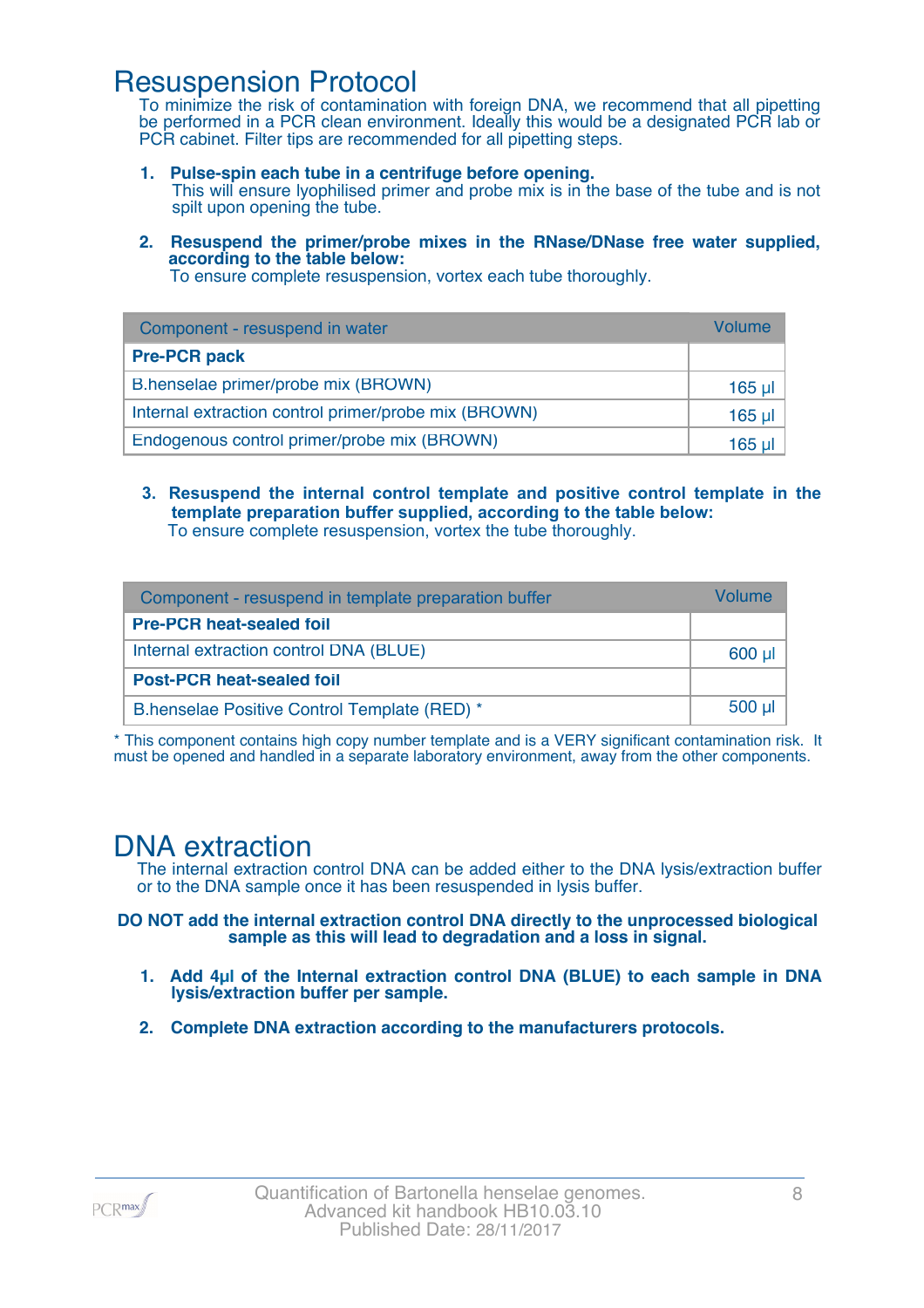# Resuspension Protocol

To minimize the risk of contamination with foreign DNA, we recommend that all pipetting be performed in a PCR clean environment. Ideally this would be a designated PCR lab or PCR cabinet. Filter tips are recommended for all pipetting steps.

1. **Pulse-spin each tube in a centrifuge before opening.**
   This will ensure lyophilised primer and probe mix is in the base of the tube and is not spilt upon opening the tube.

2. **Resuspend the primer/probe mixes in the RNase/DNase free water supplied, according to the table below:**
   To ensure complete resuspension, vortex each tube thoroughly.

| Component - resuspend in water | Volume |
|---|---|
| **Pre-PCR pack** | |
| B.henselae primer/probe mix (BROWN) | 165 µl |
| Internal extraction control primer/probe mix (BROWN) | 165 µl |
| Endogenous control primer/probe mix (BROWN) | 165 µl |

3. **Resuspend the internal control template and positive control template in the template preparation buffer supplied, according to the table below:**
   To ensure complete resuspension, vortex the tube thoroughly.

| Component - resuspend in template preparation buffer | Volume |
|---|---|
| **Pre-PCR heat-sealed foil** | |
| Internal extraction control DNA (BLUE) | 600 µl |
| **Post-PCR heat-sealed foil** | |
| B.henselae Positive Control Template (RED) * | 500 µl |

* This component contains high copy number template and is a VERY significant contamination risk. It must be opened and handled in a separate laboratory environment, away from the other components.

# DNA extraction

The internal extraction control DNA can be added either to the DNA lysis/extraction buffer or to the DNA sample once it has been resuspended in lysis buffer.

**DO NOT add the internal extraction control DNA directly to the unprocessed biological sample as this will lead to degradation and a loss in signal.**

1. **Add 4µl of the Internal extraction control DNA (BLUE) to each sample in DNA lysis/extraction buffer per sample.**

2. **Complete DNA extraction according to the manufacturers protocols.**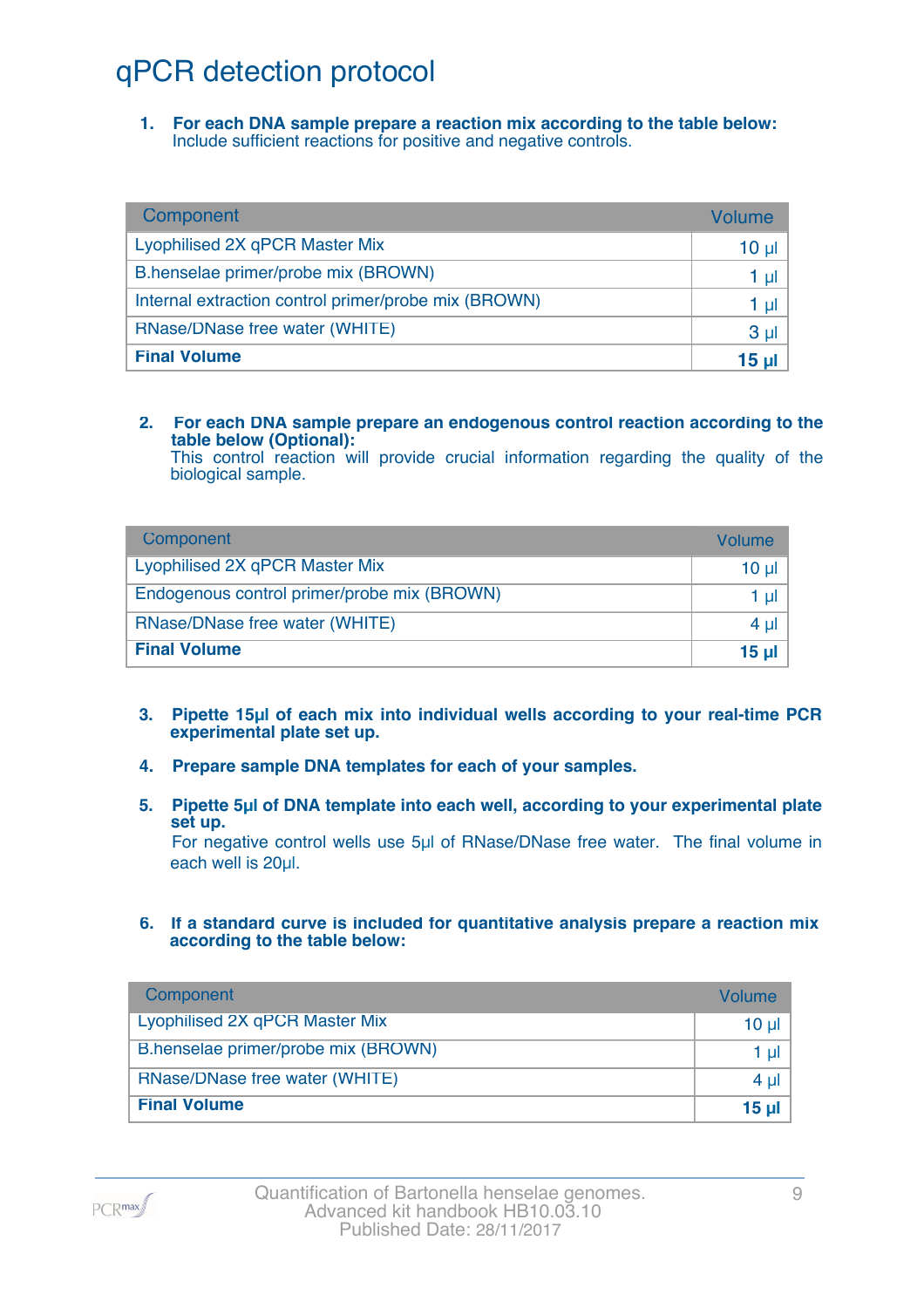# qPCR detection protocol

1. **For each DNA sample prepare a reaction mix according to the table below:**
   Include sufficient reactions for positive and negative controls.

| Component | Volume |
|---|---|
| Lyophilised 2X qPCR Master Mix | 10 µl |
| B.henselae primer/probe mix (BROWN) | 1 µl |
| Internal extraction control primer/probe mix (BROWN) | 1 µl |
| RNase/DNase free water (WHITE) | 3 µl |
| **Final Volume** | **15 µl** |

2. **For each DNA sample prepare an endogenous control reaction according to the table below (Optional):**
   This control reaction will provide crucial information regarding the quality of the biological sample.

| Component | Volume |
|---|---|
| Lyophilised 2X qPCR Master Mix | 10 µl |
| Endogenous control primer/probe mix (BROWN) | 1 µl |
| RNase/DNase free water (WHITE) | 4 µl |
| **Final Volume** | **15 µl** |

3. **Pipette 15µl of each mix into individual wells according to your real-time PCR experimental plate set up.**

4. **Prepare sample DNA templates for each of your samples.**

5. **Pipette 5µl of DNA template into each well, according to your experimental plate set up.**
   For negative control wells use 5µl of RNase/DNase free water. The final volume in each well is 20µl.

6. **If a standard curve is included for quantitative analysis prepare a reaction mix according to the table below:**

| Component | Volume |
|---|---|
| Lyophilised 2X qPCR Master Mix | 10 µl |
| B.henselae primer/probe mix (BROWN) | 1 µl |
| RNase/DNase free water (WHITE) | 4 µl |
| **Final Volume** | **15 µl** |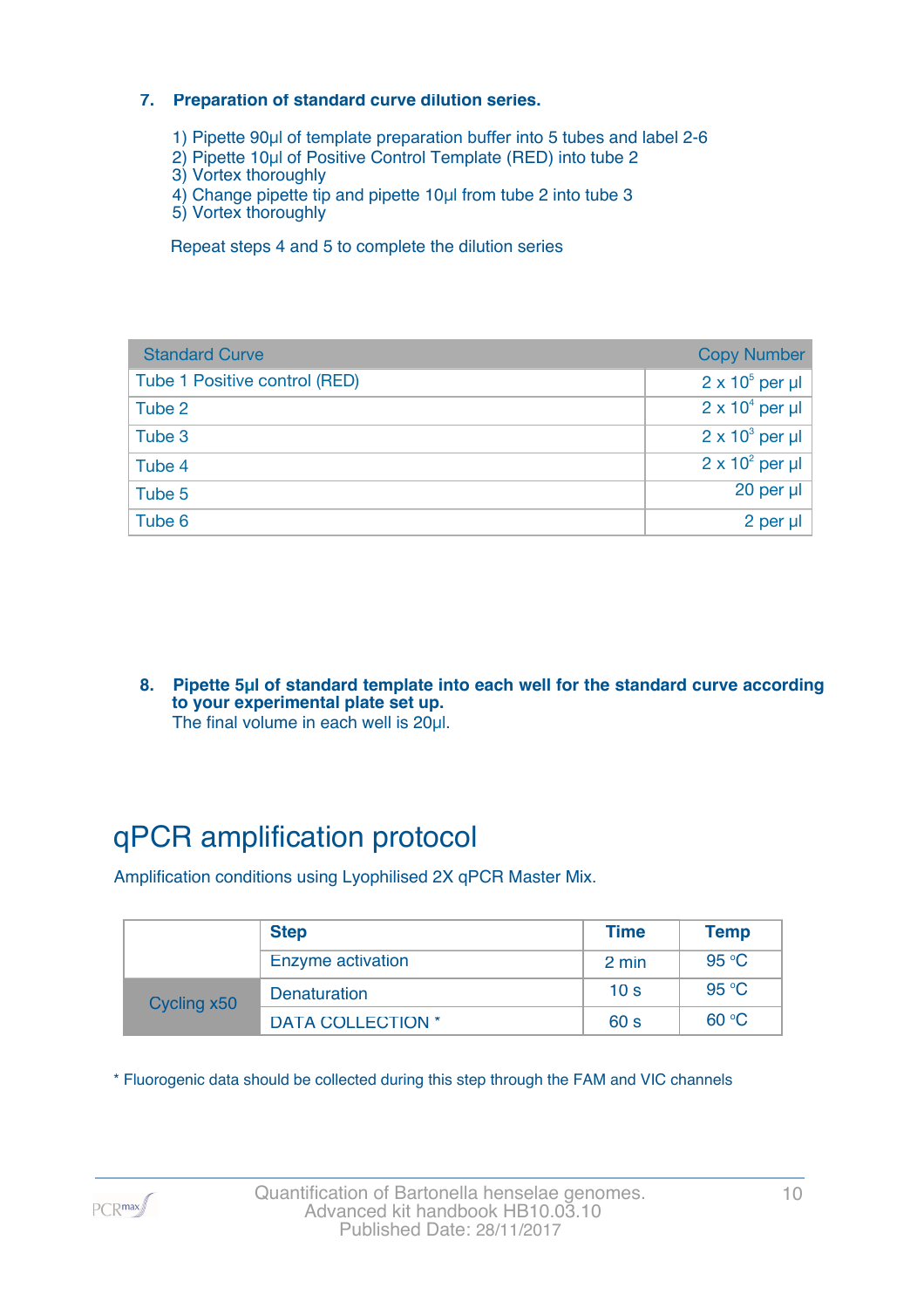**7. Preparation of standard curve dilution series.**

1) Pipette 90µl of template preparation buffer into 5 tubes and label 2-6
2) Pipette 10µl of Positive Control Template (RED) into tube 2
3) Vortex thoroughly
4) Change pipette tip and pipette 10µl from tube 2 into tube 3
5) Vortex thoroughly

Repeat steps 4 and 5 to complete the dilution series

| Standard Curve | Copy Number |
|---|---|
| Tube 1 Positive control (RED) | $2 \times 10^5$ per µl |
| Tube 2 | $2 \times 10^4$ per µl |
| Tube 3 | $2 \times 10^3$ per µl |
| Tube 4 | $2 \times 10^2$ per µl |
| Tube 5 | 20 per µl |
| Tube 6 | 2 per µl |

**8. Pipette 5µl of standard template into each well for the standard curve according to your experimental plate set up.**
The final volume in each well is 20µl.

# qPCR amplification protocol

Amplification conditions using Lyophilised 2X qPCR Master Mix.

| | Step | Time | Temp |
|---|---|---|---|
| | Enzyme activation | 2 min | 95 °C |
| Cycling x50 | Denaturation | 10 s | 95 °C |
| | DATA COLLECTION * | 60 s | 60 °C |

\* Fluorogenic data should be collected during this step through the FAM and VIC channels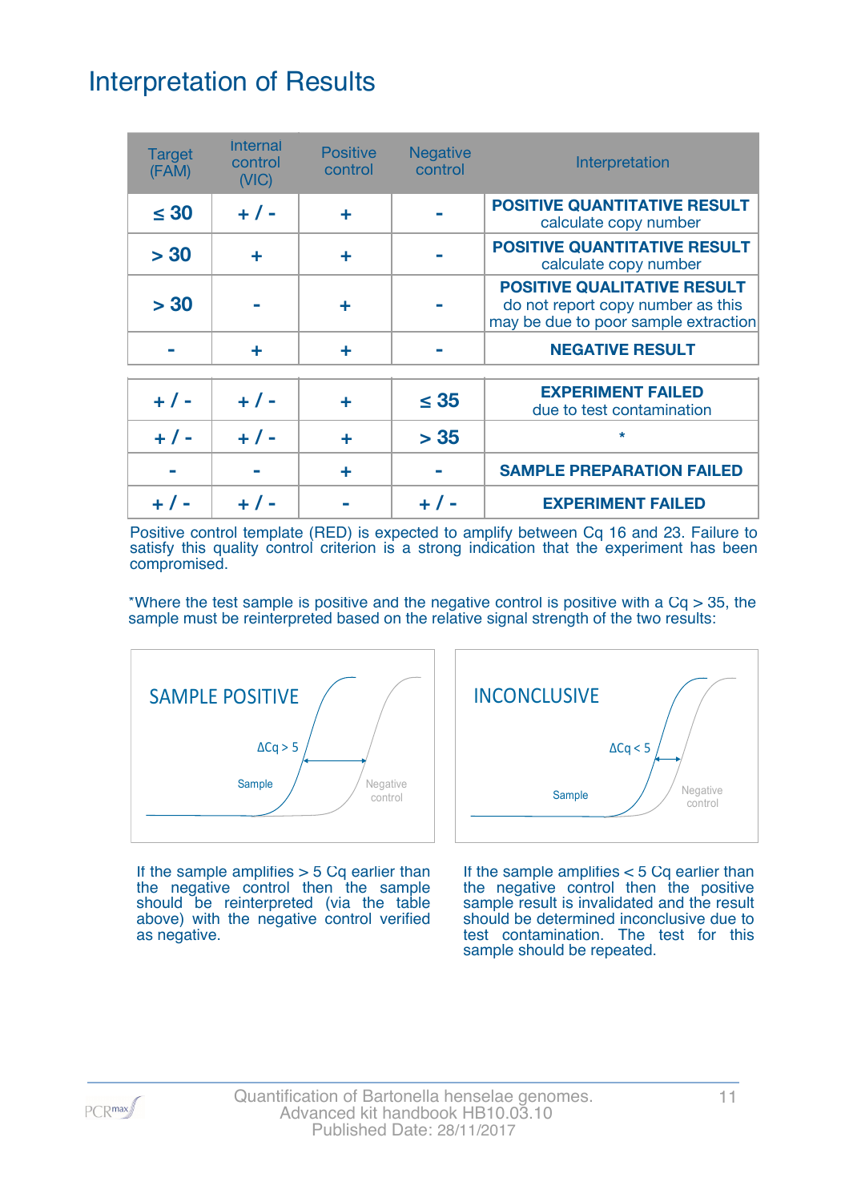# Interpretation of Results

| Target (FAM) | Internal control (VIC) | Positive control | Negative control | Interpretation |
|---|---|---|---|---|
| ≤ 30 | + / - | + | - | **POSITIVE QUANTITATIVE RESULT** calculate copy number |
| > 30 | + | + | - | **POSITIVE QUANTITATIVE RESULT** calculate copy number |
| > 30 | - | + | - | **POSITIVE QUALITATIVE RESULT** do not report copy number as this may be due to poor sample extraction |
| - | + | + | - | **NEGATIVE RESULT** |
| + / - | + / - | + | ≤ 35 | **EXPERIMENT FAILED** due to test contamination |
| + / - | + / - | + | > 35 | * |
| - | - | + | - | **SAMPLE PREPARATION FAILED** |
| + / - | + / - | - | + / - | **EXPERIMENT FAILED** |

Positive control template (RED) is expected to amplify between Cq 16 and 23. Failure to satisfy this quality control criterion is a strong indication that the experiment has been compromised.

*Where the test sample is positive and the negative control is positive with a Cq > 35, the sample must be reinterpreted based on the relative signal strength of the two results:

SAMPLE POSITIVE

ΔCq > 5

Sample

Negative control

If the sample amplifies > 5 Cq earlier than the negative control then the sample should be reinterpreted (via the table above) with the negative control verified as negative.

INCONCLUSIVE

ΔCq < 5

Sample

Negative control

If the sample amplifies < 5 Cq earlier than the negative control then the positive sample result is invalidated and the result should be determined inconclusive due to test contamination. The test for this sample should be repeated.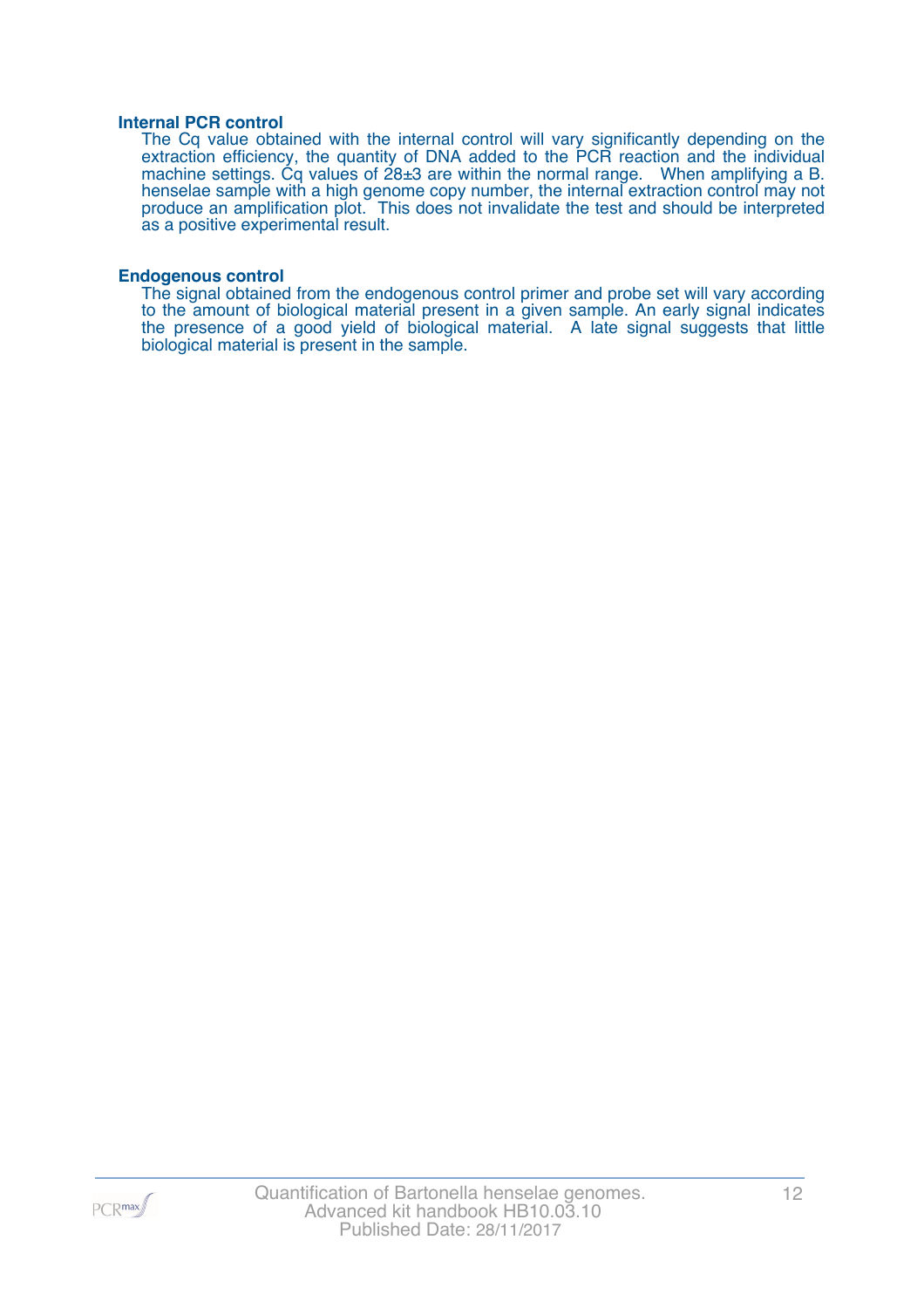**Internal PCR control**

The Cq value obtained with the internal control will vary significantly depending on the extraction efficiency, the quantity of DNA added to the PCR reaction and the individual machine settings. Cq values of 28±3 are within the normal range. When amplifying a B. henselae sample with a high genome copy number, the internal extraction control may not produce an amplification plot. This does not invalidate the test and should be interpreted as a positive experimental result.

**Endogenous control**

The signal obtained from the endogenous control primer and probe set will vary according to the amount of biological material present in a given sample. An early signal indicates the presence of a good yield of biological material. A late signal suggests that little biological material is present in the sample.